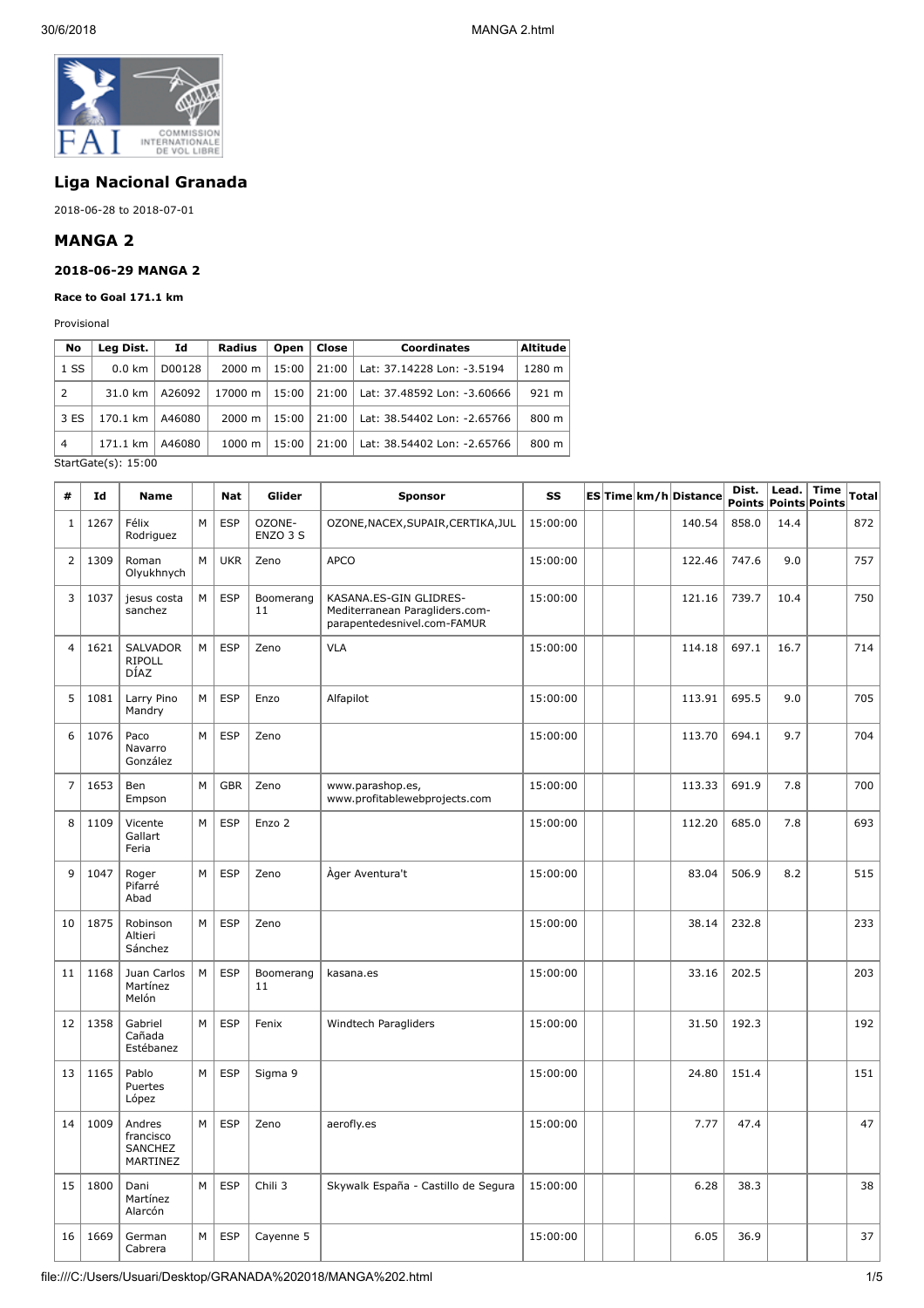## Liga Nacional Granada

2018-06-28 to 2018-07-01

## MANGA 2

### 2018-06-29 MANGA 2

**Race to Goal 171.1 km**

Provisional

| No | Leg Dist. | Id | Radius | Open | Close | Coordinates | Altitude |
|---|---|---|---|---|---|---|---|
| 1 SS | 0.0 km | D00128 | 2000 m | 15:00 | 21:00 | Lat: 37.14228 Lon: -3.5194 | 1280 m |
| 2 | 31.0 km | A26092 | 17000 m | 15:00 | 21:00 | Lat: 37.48592 Lon: -3.60666 | 921 m |
| 3 ES | 170.1 km | A46080 | 2000 m | 15:00 | 21:00 | Lat: 38.54402 Lon: -2.65766 | 800 m |
| 4 | 171.1 km | A46080 | 1000 m | 15:00 | 21:00 | Lat: 38.54402 Lon: -2.65766 | 800 m |

StartGate(s): 15:00

| # | Id | Name | | Nat | Glider | Sponsor | SS | ES | Time | km/h | Distance | Dist. Points | Lead. Points | Time Points | Total |
|---|---|---|---|---|---|---|---|---|---|---|---|---|---|---|---|
| 1 | 1267 | Félix Rodriguez | M | ESP | OZONE-ENZO 3 S | OZONE,NACEX,SUPAIR,CERTIKA,JUL | 15:00:00 | | | | 140.54 | 858.0 | 14.4 | | 872 |
| 2 | 1309 | Roman Olyukhnych | M | UKR | Zeno | APCO | 15:00:00 | | | | 122.46 | 747.6 | 9.0 | | 757 |
| 3 | 1037 | jesus costa sanchez | M | ESP | Boomerang 11 | KASANA.ES-GIN GLIDRES-Mediterranean Paragliders.com-parapentedesnivel.com-FAMUR | 15:00:00 | | | | 121.16 | 739.7 | 10.4 | | 750 |
| 4 | 1621 | SALVADOR RIPOLL DÍAZ | M | ESP | Zeno | VLA | 15:00:00 | | | | 114.18 | 697.1 | 16.7 | | 714 |
| 5 | 1081 | Larry Pino Mandry | M | ESP | Enzo | Alfapilot | 15:00:00 | | | | 113.91 | 695.5 | 9.0 | | 705 |
| 6 | 1076 | Paco Navarro González | M | ESP | Zeno | | 15:00:00 | | | | 113.70 | 694.1 | 9.7 | | 704 |
| 7 | 1653 | Ben Empson | M | GBR | Zeno | www.parashop.es, www.profitablewebprojects.com | 15:00:00 | | | | 113.33 | 691.9 | 7.8 | | 700 |
| 8 | 1109 | Vicente Gallart Feria | M | ESP | Enzo 2 | | 15:00:00 | | | | 112.20 | 685.0 | 7.8 | | 693 |
| 9 | 1047 | Roger Pifarré Abad | M | ESP | Zeno | Àger Aventura't | 15:00:00 | | | | 83.04 | 506.9 | 8.2 | | 515 |
| 10 | 1875 | Robinson Altieri Sánchez | M | ESP | Zeno | | 15:00:00 | | | | 38.14 | 232.8 | | | 233 |
| 11 | 1168 | Juan Carlos Martínez Melón | M | ESP | Boomerang 11 | kasana.es | 15:00:00 | | | | 33.16 | 202.5 | | | 203 |
| 12 | 1358 | Gabriel Cañada Estébanez | M | ESP | Fenix | Windtech Paragliders | 15:00:00 | | | | 31.50 | 192.3 | | | 192 |
| 13 | 1165 | Pablo Puertes López | M | ESP | Sigma 9 | | 15:00:00 | | | | 24.80 | 151.4 | | | 151 |
| 14 | 1009 | Andres francisco SANCHEZ MARTINEZ | M | ESP | Zeno | aerofly.es | 15:00:00 | | | | 7.77 | 47.4 | | | 47 |
| 15 | 1800 | Dani Martínez Alarcón | M | ESP | Chili 3 | Skywalk España - Castillo de Segura | 15:00:00 | | | | 6.28 | 38.3 | | | 38 |
| 16 | 1669 | German Cabrera | M | ESP | Cayenne 5 | | 15:00:00 | | | | 6.05 | 36.9 | | | 37 |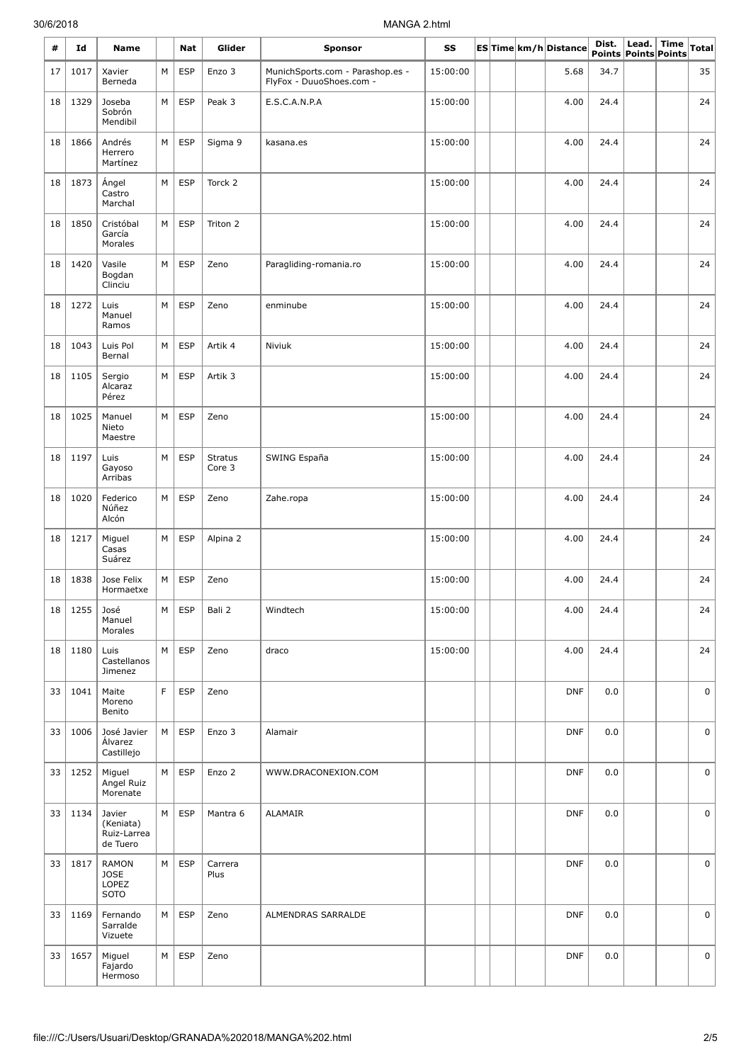| # | Id | Name | | Nat | Glider | Sponsor | SS | ES | Time | km/h | Distance | Dist. Points | Lead. Points | Time Points | Total |
|---|---|---|---|---|---|---|---|---|---|---|---|---|---|---|---|
| 17 | 1017 | Xavier Berneda | M | ESP | Enzo 3 | MunichSports.com - Parashop.es - FlyFox - DuuoShoes.com - | 15:00:00 | | | | 5.68 | 34.7 | | | 35 |
| 18 | 1329 | Joseba Sobrón Mendibil | M | ESP | Peak 3 | E.S.C.A.N.P.A | 15:00:00 | | | | 4.00 | 24.4 | | | 24 |
| 18 | 1866 | Andrés Herrero Martínez | M | ESP | Sigma 9 | kasana.es | 15:00:00 | | | | 4.00 | 24.4 | | | 24 |
| 18 | 1873 | Ángel Castro Marchal | M | ESP | Torck 2 | | 15:00:00 | | | | 4.00 | 24.4 | | | 24 |
| 18 | 1850 | Cristóbal García Morales | M | ESP | Triton 2 | | 15:00:00 | | | | 4.00 | 24.4 | | | 24 |
| 18 | 1420 | Vasile Bogdan Clinciu | M | ESP | Zeno | Paragliding-romania.ro | 15:00:00 | | | | 4.00 | 24.4 | | | 24 |
| 18 | 1272 | Luis Manuel Ramos | M | ESP | Zeno | enminube | 15:00:00 | | | | 4.00 | 24.4 | | | 24 |
| 18 | 1043 | Luis Pol Bernal | M | ESP | Artik 4 | Niviuk | 15:00:00 | | | | 4.00 | 24.4 | | | 24 |
| 18 | 1105 | Sergio Alcaraz Pérez | M | ESP | Artik 3 | | 15:00:00 | | | | 4.00 | 24.4 | | | 24 |
| 18 | 1025 | Manuel Nieto Maestre | M | ESP | Zeno | | 15:00:00 | | | | 4.00 | 24.4 | | | 24 |
| 18 | 1197 | Luis Gayoso Arribas | M | ESP | Stratus Core 3 | SWING España | 15:00:00 | | | | 4.00 | 24.4 | | | 24 |
| 18 | 1020 | Federico Núñez Alcón | M | ESP | Zeno | Zahe.ropa | 15:00:00 | | | | 4.00 | 24.4 | | | 24 |
| 18 | 1217 | Miguel Casas Suárez | M | ESP | Alpina 2 | | 15:00:00 | | | | 4.00 | 24.4 | | | 24 |
| 18 | 1838 | Jose Felix Hormaetxe | M | ESP | Zeno | | 15:00:00 | | | | 4.00 | 24.4 | | | 24 |
| 18 | 1255 | José Manuel Morales | M | ESP | Bali 2 | Windtech | 15:00:00 | | | | 4.00 | 24.4 | | | 24 |
| 18 | 1180 | Luis Castellanos Jimenez | M | ESP | Zeno | draco | 15:00:00 | | | | 4.00 | 24.4 | | | 24 |
| 33 | 1041 | Maite Moreno Benito | F | ESP | Zeno | | | | | | DNF | 0.0 | | | 0 |
| 33 | 1006 | José Javier Álvarez Castillejo | M | ESP | Enzo 3 | Alamair | | | | | DNF | 0.0 | | | 0 |
| 33 | 1252 | Miguel Angel Ruiz Morenate | M | ESP | Enzo 2 | WWW.DRACONEXION.COM | | | | | DNF | 0.0 | | | 0 |
| 33 | 1134 | Javier (Keniata) Ruiz-Larrea de Tuero | M | ESP | Mantra 6 | ALAMAIR | | | | | DNF | 0.0 | | | 0 |
| 33 | 1817 | RAMON JOSE LOPEZ SOTO | M | ESP | Carrera Plus | | | | | | DNF | 0.0 | | | 0 |
| 33 | 1169 | Fernando Sarralde Vizuete | M | ESP | Zeno | ALMENDRAS SARRALDE | | | | | DNF | 0.0 | | | 0 |
| 33 | 1657 | Miguel Fajardo Hermoso | M | ESP | Zeno | | | | | | DNF | 0.0 | | | 0 |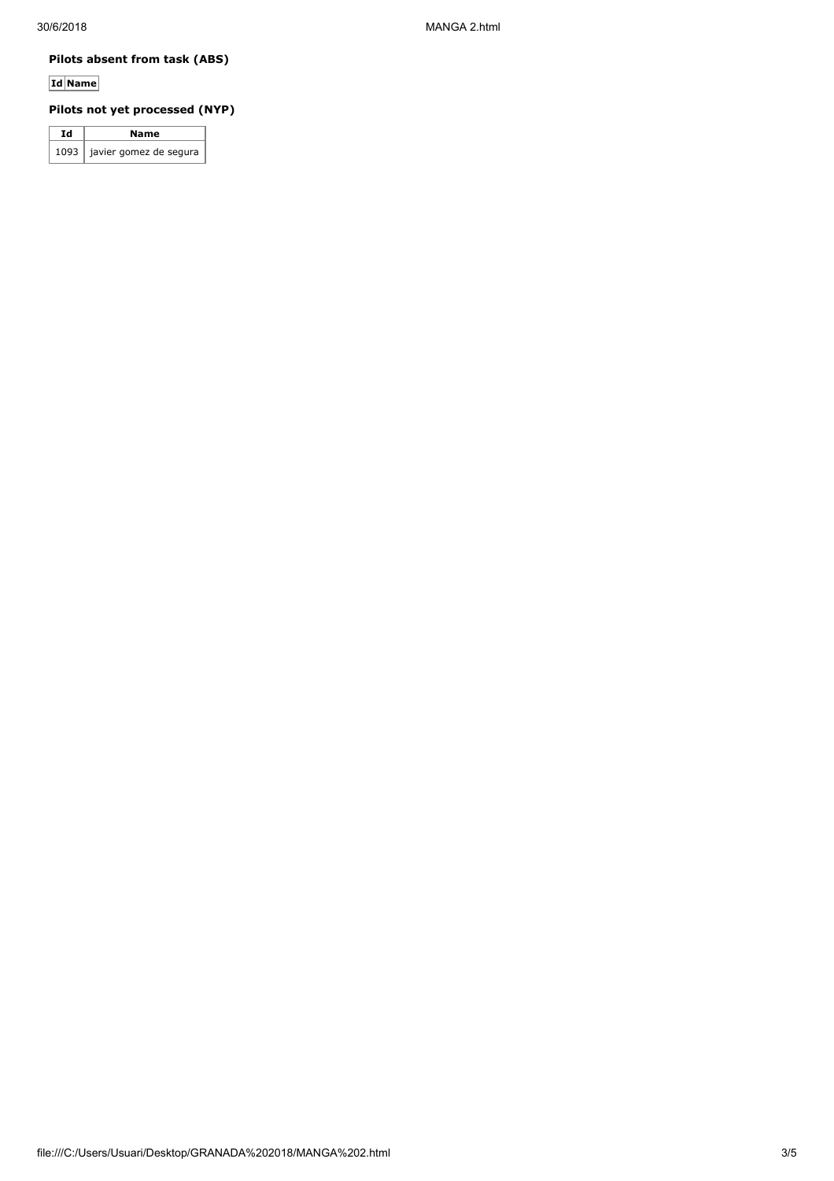**Pilots absent from task (ABS)**

| Id | Name |
|---|---|

**Pilots not yet processed (NYP)**

| Id | Name |
|---|---|
| 1093 | javier gomez de segura |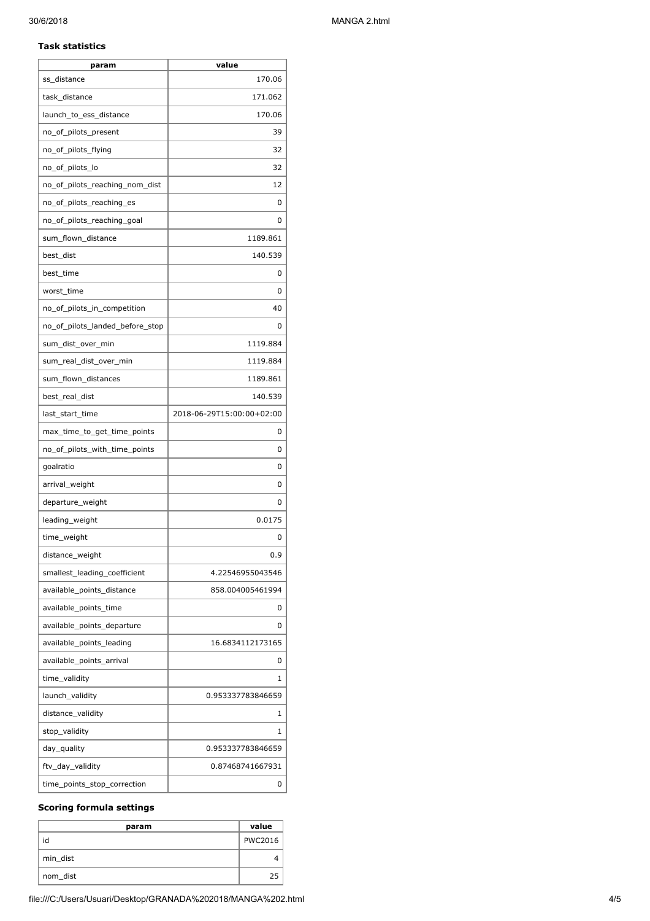### Task statistics

| param | value |
|---|---|
| ss_distance | 170.06 |
| task_distance | 171.062 |
| launch_to_ess_distance | 170.06 |
| no_of_pilots_present | 39 |
| no_of_pilots_flying | 32 |
| no_of_pilots_lo | 32 |
| no_of_pilots_reaching_nom_dist | 12 |
| no_of_pilots_reaching_es | 0 |
| no_of_pilots_reaching_goal | 0 |
| sum_flown_distance | 1189.861 |
| best_dist | 140.539 |
| best_time | 0 |
| worst_time | 0 |
| no_of_pilots_in_competition | 40 |
| no_of_pilots_landed_before_stop | 0 |
| sum_dist_over_min | 1119.884 |
| sum_real_dist_over_min | 1119.884 |
| sum_flown_distances | 1189.861 |
| best_real_dist | 140.539 |
| last_start_time | 2018-06-29T15:00:00+02:00 |
| max_time_to_get_time_points | 0 |
| no_of_pilots_with_time_points | 0 |
| goalratio | 0 |
| arrival_weight | 0 |
| departure_weight | 0 |
| leading_weight | 0.0175 |
| time_weight | 0 |
| distance_weight | 0.9 |
| smallest_leading_coefficient | 4.22546955043546 |
| available_points_distance | 858.004005461994 |
| available_points_time | 0 |
| available_points_departure | 0 |
| available_points_leading | 16.6834112173165 |
| available_points_arrival | 0 |
| time_validity | 1 |
| launch_validity | 0.953337783846659 |
| distance_validity | 1 |
| stop_validity | 1 |
| day_quality | 0.953337783846659 |
| ftv_day_validity | 0.87468741667931 |
| time_points_stop_correction | 0 |

### Scoring formula settings

| param | value |
|---|---|
| id | PWC2016 |
| min_dist | 4 |
| nom_dist | 25 |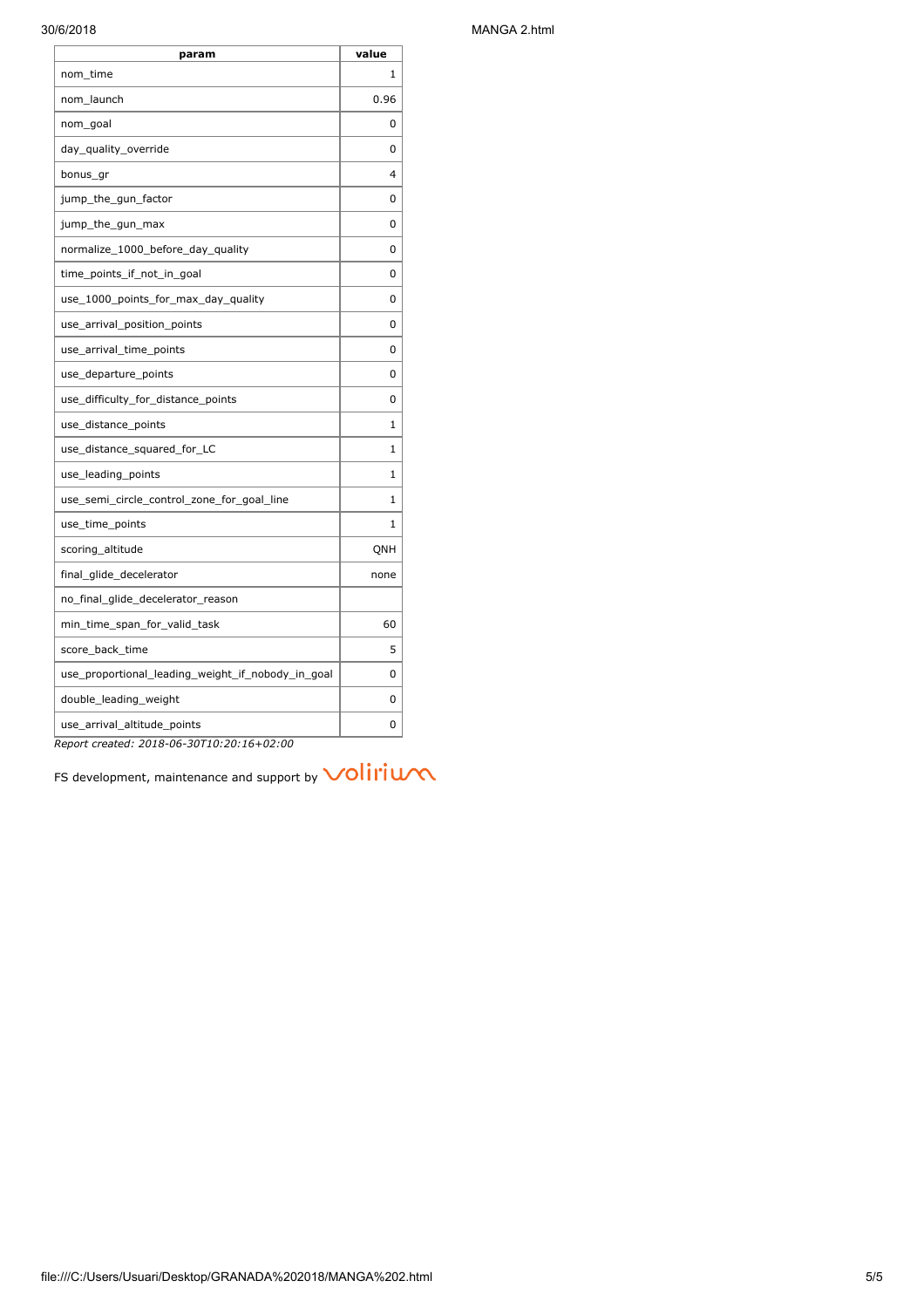| param | value |
| --- | --- |
| nom_time | 1 |
| nom_launch | 0.96 |
| nom_goal | 0 |
| day_quality_override | 0 |
| bonus_gr | 4 |
| jump_the_gun_factor | 0 |
| jump_the_gun_max | 0 |
| normalize_1000_before_day_quality | 0 |
| time_points_if_not_in_goal | 0 |
| use_1000_points_for_max_day_quality | 0 |
| use_arrival_position_points | 0 |
| use_arrival_time_points | 0 |
| use_departure_points | 0 |
| use_difficulty_for_distance_points | 0 |
| use_distance_points | 1 |
| use_distance_squared_for_LC | 1 |
| use_leading_points | 1 |
| use_semi_circle_control_zone_for_goal_line | 1 |
| use_time_points | 1 |
| scoring_altitude | QNH |
| final_glide_decelerator | none |
| no_final_glide_decelerator_reason | |
| min_time_span_for_valid_task | 60 |
| score_back_time | 5 |
| use_proportional_leading_weight_if_nobody_in_goal | 0 |
| double_leading_weight | 0 |
| use_arrival_altitude_points | 0 |

*Report created: 2018-06-30T10:20:16+02:00*

FS development, maintenance and support by volirium